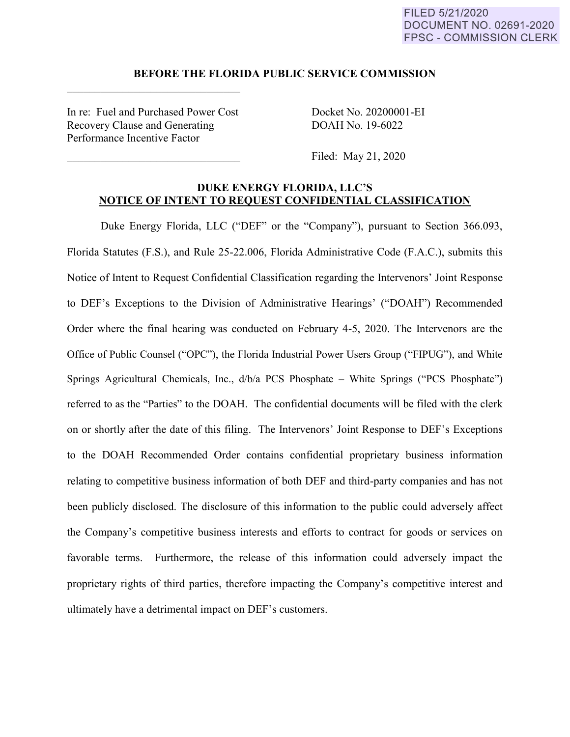FILED 5/21/2020
DOCUMENT NO. 02691-2020
FPSC - COMMISSION CLERK

**BEFORE THE FLORIDA PUBLIC SERVICE COMMISSION**

In re: Fuel and Purchased Power Cost Recovery Clause and Generating Performance Incentive Factor

Docket No. 20200001-EI
DOAH No. 19-6022

Filed: May 21, 2020

**DUKE ENERGY FLORIDA, LLC'S**
**NOTICE OF INTENT TO REQUEST CONFIDENTIAL CLASSIFICATION**

Duke Energy Florida, LLC ("DEF" or the "Company"), pursuant to Section 366.093, Florida Statutes (F.S.), and Rule 25-22.006, Florida Administrative Code (F.A.C.), submits this Notice of Intent to Request Confidential Classification regarding the Intervenors' Joint Response to DEF's Exceptions to the Division of Administrative Hearings' ("DOAH") Recommended Order where the final hearing was conducted on February 4-5, 2020. The Intervenors are the Office of Public Counsel ("OPC"), the Florida Industrial Power Users Group ("FIPUG"), and White Springs Agricultural Chemicals, Inc., d/b/a PCS Phosphate – White Springs ("PCS Phosphate") referred to as the "Parties" to the DOAH. The confidential documents will be filed with the clerk on or shortly after the date of this filing. The Intervenors' Joint Response to DEF's Exceptions to the DOAH Recommended Order contains confidential proprietary business information relating to competitive business information of both DEF and third-party companies and has not been publicly disclosed. The disclosure of this information to the public could adversely affect the Company's competitive business interests and efforts to contract for goods or services on favorable terms. Furthermore, the release of this information could adversely impact the proprietary rights of third parties, therefore impacting the Company's competitive interest and ultimately have a detrimental impact on DEF's customers.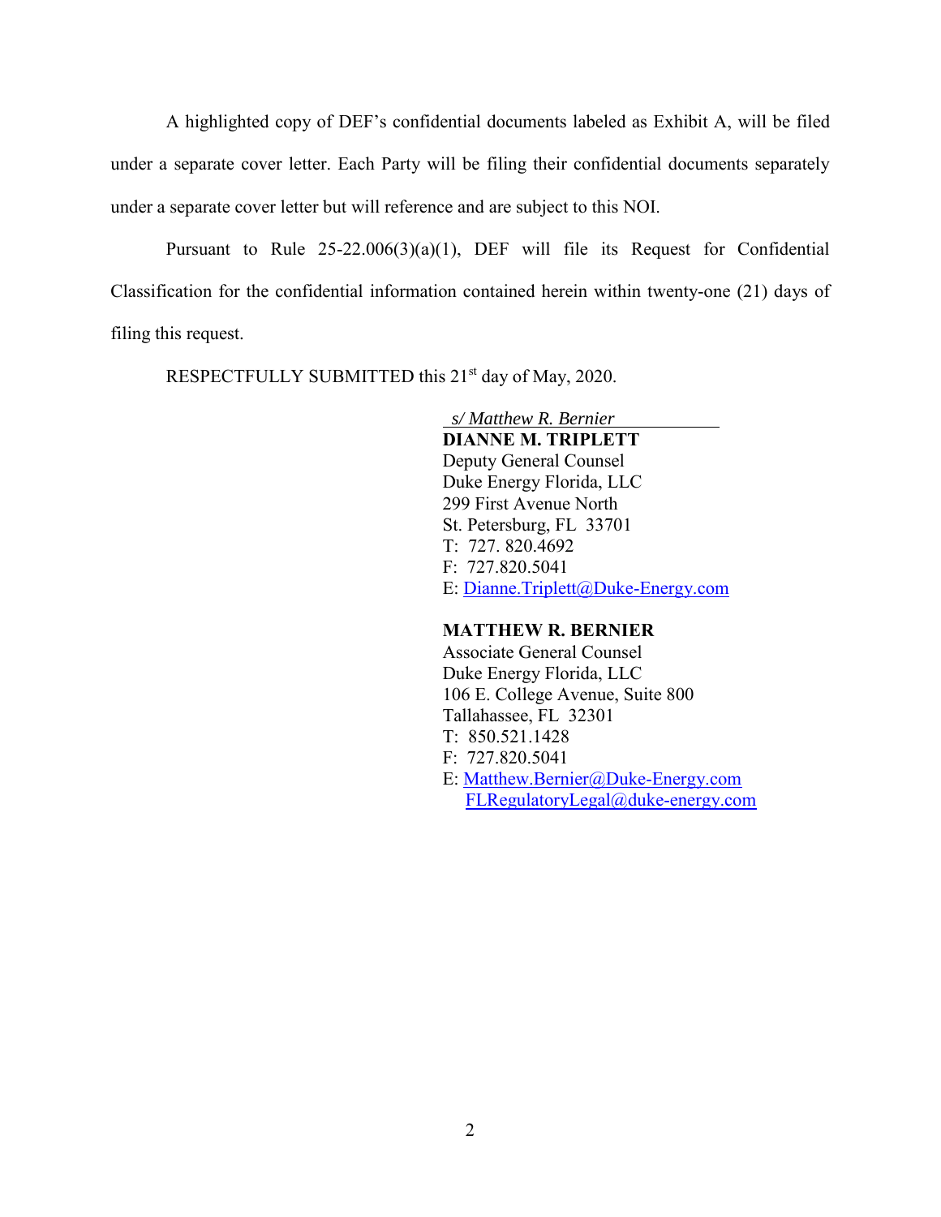A highlighted copy of DEF's confidential documents labeled as Exhibit A, will be filed under a separate cover letter. Each Party will be filing their confidential documents separately under a separate cover letter but will reference and are subject to this NOI.

Pursuant to Rule 25-22.006(3)(a)(1), DEF will file its Request for Confidential Classification for the confidential information contained herein within twenty-one (21) days of filing this request.

RESPECTFULLY SUBMITTED this 21st day of May, 2020.

*s/ Matthew R. Bernier*
**DIANNE M. TRIPLETT**
Deputy General Counsel
Duke Energy Florida, LLC
299 First Avenue North
St. Petersburg, FL 33701
T: 727. 820.4692
F: 727.820.5041
E: Dianne.Triplett@Duke-Energy.com

**MATTHEW R. BERNIER**
Associate General Counsel
Duke Energy Florida, LLC
106 E. College Avenue, Suite 800
Tallahassee, FL 32301
T: 850.521.1428
F: 727.820.5041
E: Matthew.Bernier@Duke-Energy.com
FLRegulatoryLegal@duke-energy.com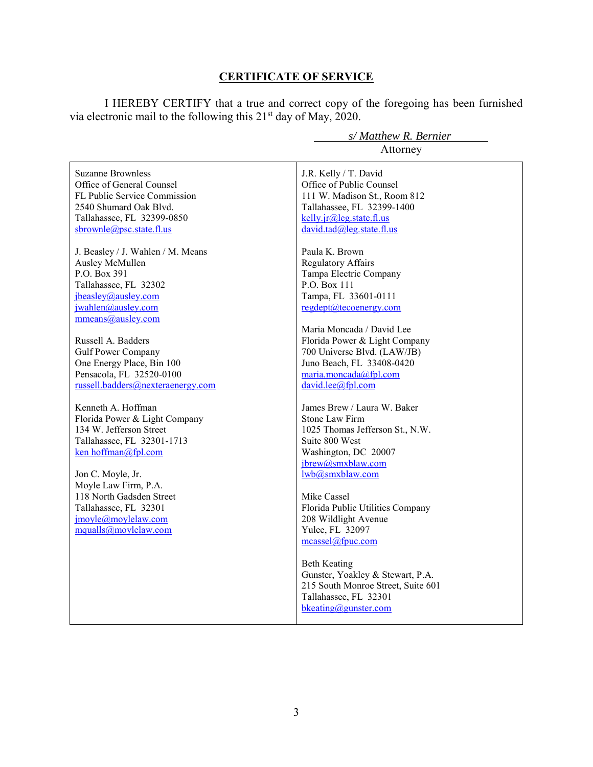## CERTIFICATE OF SERVICE

I HEREBY CERTIFY that a true and correct copy of the foregoing has been furnished via electronic mail to the following this 21st day of May, 2020.

*s/ Matthew R. Bernier*
Attorney

| | |
|---|---|
| Suzanne Brownless<br>Office of General Counsel<br>FL Public Service Commission<br>2540 Shumard Oak Blvd.<br>Tallahassee, FL 32399-0850<br>sbrownle@psc.state.fl.us | J.R. Kelly / T. David<br>Office of Public Counsel<br>111 W. Madison St., Room 812<br>Tallahassee, FL 32399-1400<br>kelly.jr@leg.state.fl.us<br>david.tad@leg.state.fl.us |
| J. Beasley / J. Wahlen / M. Means<br>Ausley McMullen<br>P.O. Box 391<br>Tallahassee, FL 32302<br>jbeasley@ausley.com<br>jwahlen@ausley.com<br>mmeans@ausley.com | Paula K. Brown<br>Regulatory Affairs<br>Tampa Electric Company<br>P.O. Box 111<br>Tampa, FL 33601-0111<br>regdept@tecoenergy.com |
| Russell A. Badders<br>Gulf Power Company<br>One Energy Place, Bin 100<br>Pensacola, FL 32520-0100<br>russell.badders@nexteraenergy.com | Maria Moncada / David Lee<br>Florida Power & Light Company<br>700 Universe Blvd. (LAW/JB)<br>Juno Beach, FL 33408-0420<br>maria.moncada@fpl.com<br>david.lee@fpl.com |
| Kenneth A. Hoffman<br>Florida Power & Light Company<br>134 W. Jefferson Street<br>Tallahassee, FL 32301-1713<br>ken hoffman@fpl.com | James Brew / Laura W. Baker<br>Stone Law Firm<br>1025 Thomas Jefferson St., N.W.<br>Suite 800 West<br>Washington, DC 20007<br>jbrew@smxblaw.com<br>lwb@smxblaw.com |
| Jon C. Moyle, Jr.<br>Moyle Law Firm, P.A.<br>118 North Gadsden Street<br>Tallahassee, FL 32301<br>jmoyle@moylelaw.com<br>mqualls@moylelaw.com | Mike Cassel<br>Florida Public Utilities Company<br>208 Wildlight Avenue<br>Yulee, FL 32097<br>mcassel@fpuc.com |
| | Beth Keating<br>Gunster, Yoakley & Stewart, P.A.<br>215 South Monroe Street, Suite 601<br>Tallahassee, FL 32301<br>bkeating@gunster.com |